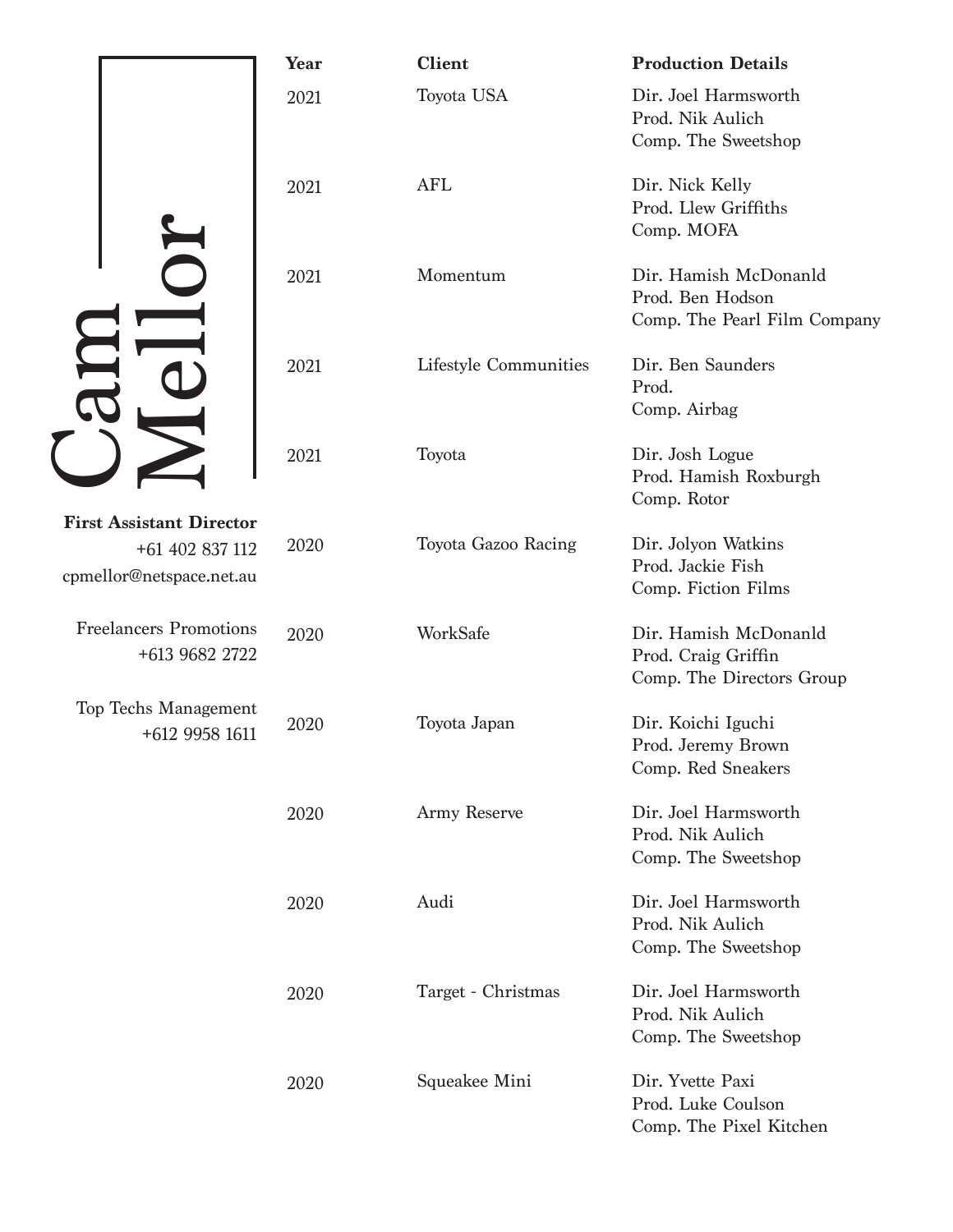# Cam Mellor

**First Assistant Director**
+61 402 837 112
cpmellor@netspace.net.au

Freelancers Promotions
+613 9682 2722

Top Techs Management
+612 9958 1611

| Year | Client | Production Details |
|---|---|---|
| 2021 | Toyota USA | Dir. Joel Harmsworth<br>Prod. Nik Aulich<br>Comp. The Sweetshop |
| 2021 | AFL | Dir. Nick Kelly<br>Prod. Llew Griffiths<br>Comp. MOFA |
| 2021 | Momentum | Dir. Hamish McDonanld<br>Prod. Ben Hodson<br>Comp. The Pearl Film Company |
| 2021 | Lifestyle Communities | Dir. Ben Saunders<br>Prod.<br>Comp. Airbag |
| 2021 | Toyota | Dir. Josh Logue<br>Prod. Hamish Roxburgh<br>Comp. Rotor |
| 2020 | Toyota Gazoo Racing | Dir. Jolyon Watkins<br>Prod. Jackie Fish<br>Comp. Fiction Films |
| 2020 | WorkSafe | Dir. Hamish McDonanld<br>Prod. Craig Griffin<br>Comp. The Directors Group |
| 2020 | Toyota Japan | Dir. Koichi Iguchi<br>Prod. Jeremy Brown<br>Comp. Red Sneakers |
| 2020 | Army Reserve | Dir. Joel Harmsworth<br>Prod. Nik Aulich<br>Comp. The Sweetshop |
| 2020 | Audi | Dir. Joel Harmsworth<br>Prod. Nik Aulich<br>Comp. The Sweetshop |
| 2020 | Target - Christmas | Dir. Joel Harmsworth<br>Prod. Nik Aulich<br>Comp. The Sweetshop |
| 2020 | Squeakee Mini | Dir. Yvette Paxi<br>Prod. Luke Coulson<br>Comp. The Pixel Kitchen |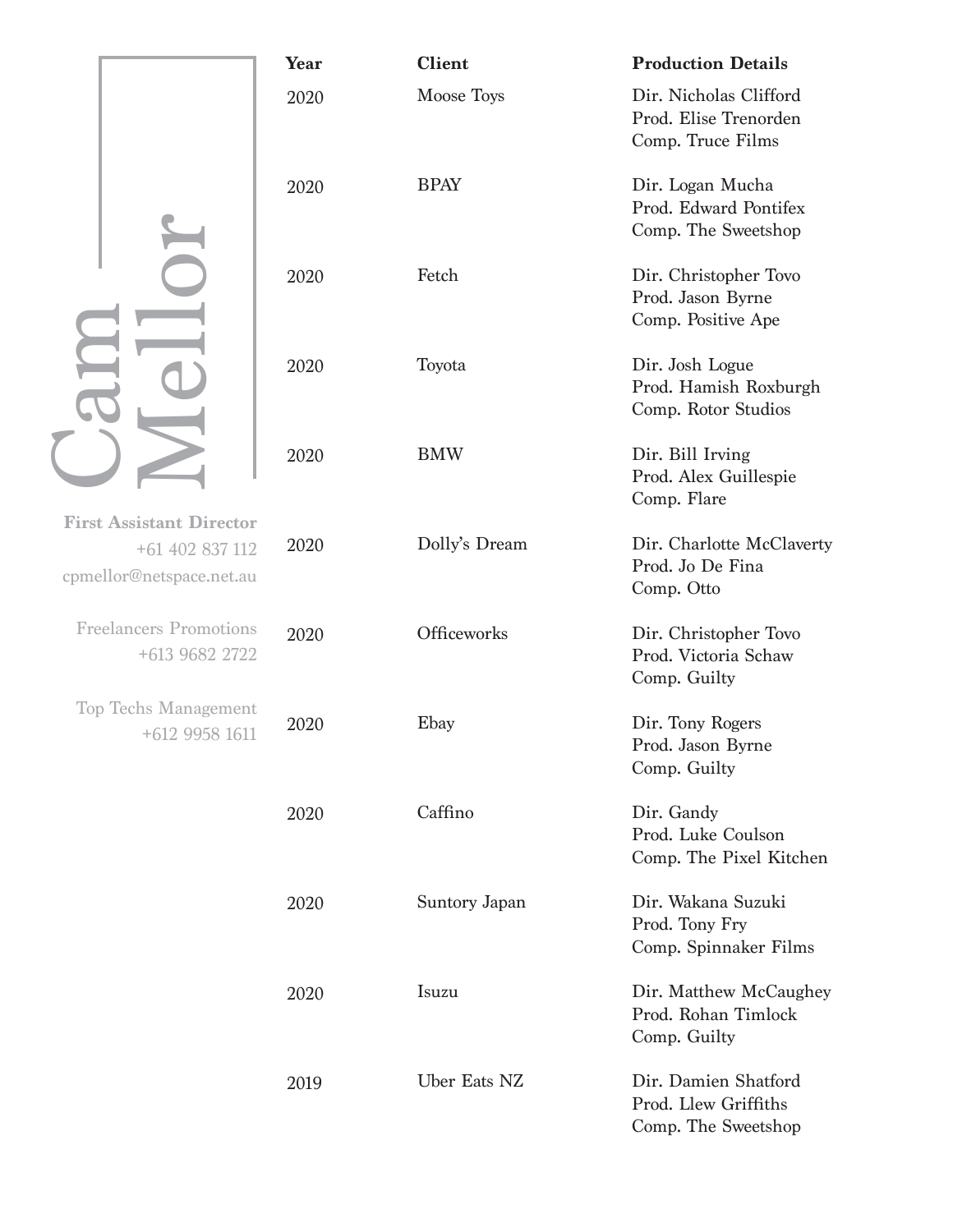# Cam Mellor

**First Assistant Director**
+61 402 837 112
cpmellor@netspace.net.au

Freelancers Promotions
+613 9682 2722

Top Techs Management
+612 9958 1611

| Year | Client | Production Details |
|---|---|---|
| 2020 | Moose Toys | Dir. Nicholas Clifford<br>Prod. Elise Trenorden<br>Comp. Truce Films |
| 2020 | BPAY | Dir. Logan Mucha<br>Prod. Edward Pontifex<br>Comp. The Sweetshop |
| 2020 | Fetch | Dir. Christopher Tovo<br>Prod. Jason Byrne<br>Comp. Positive Ape |
| 2020 | Toyota | Dir. Josh Logue<br>Prod. Hamish Roxburgh<br>Comp. Rotor Studios |
| 2020 | BMW | Dir. Bill Irving<br>Prod. Alex Guillespie<br>Comp. Flare |
| 2020 | Dolly's Dream | Dir. Charlotte McClaverty<br>Prod. Jo De Fina<br>Comp. Otto |
| 2020 | Officeworks | Dir. Christopher Tovo<br>Prod. Victoria Schaw<br>Comp. Guilty |
| 2020 | Ebay | Dir. Tony Rogers<br>Prod. Jason Byrne<br>Comp. Guilty |
| 2020 | Caffino | Dir. Gandy<br>Prod. Luke Coulson<br>Comp. The Pixel Kitchen |
| 2020 | Suntory Japan | Dir. Wakana Suzuki<br>Prod. Tony Fry<br>Comp. Spinnaker Films |
| 2020 | Isuzu | Dir. Matthew McCaughey<br>Prod. Rohan Timlock<br>Comp. Guilty |
| 2019 | Uber Eats NZ | Dir. Damien Shatford<br>Prod. Llew Griffiths<br>Comp. The Sweetshop |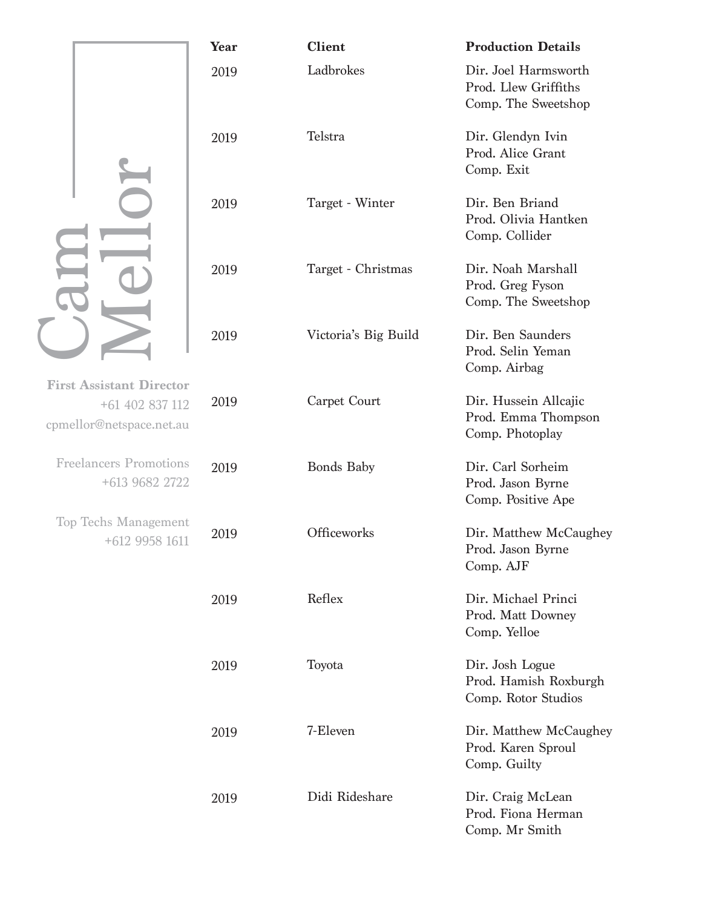# Cam Mellor

**First Assistant Director**
+61 402 837 112
cpmellor@netspace.net.au

Freelancers Promotions
+613 9682 2722

Top Techs Management
+612 9958 1611

| Year | Client | Production Details |
| --- | --- | --- |
| 2019 | Ladbrokes | Dir. Joel Harmsworth<br>Prod. Llew Griffiths<br>Comp. The Sweetshop |
| 2019 | Telstra | Dir. Glendyn Ivin<br>Prod. Alice Grant<br>Comp. Exit |
| 2019 | Target - Winter | Dir. Ben Briand<br>Prod. Olivia Hantken<br>Comp. Collider |
| 2019 | Target - Christmas | Dir. Noah Marshall<br>Prod. Greg Fyson<br>Comp. The Sweetshop |
| 2019 | Victoria's Big Build | Dir. Ben Saunders<br>Prod. Selin Yeman<br>Comp. Airbag |
| 2019 | Carpet Court | Dir. Hussein Allcajic<br>Prod. Emma Thompson<br>Comp. Photoplay |
| 2019 | Bonds Baby | Dir. Carl Sorheim<br>Prod. Jason Byrne<br>Comp. Positive Ape |
| 2019 | Officeworks | Dir. Matthew McCaughey<br>Prod. Jason Byrne<br>Comp. AJF |
| 2019 | Reflex | Dir. Michael Princi<br>Prod. Matt Downey<br>Comp. Yelloe |
| 2019 | Toyota | Dir. Josh Logue<br>Prod. Hamish Roxburgh<br>Comp. Rotor Studios |
| 2019 | 7-Eleven | Dir. Matthew McCaughey<br>Prod. Karen Sproul<br>Comp. Guilty |
| 2019 | Didi Rideshare | Dir. Craig McLean<br>Prod. Fiona Herman<br>Comp. Mr Smith |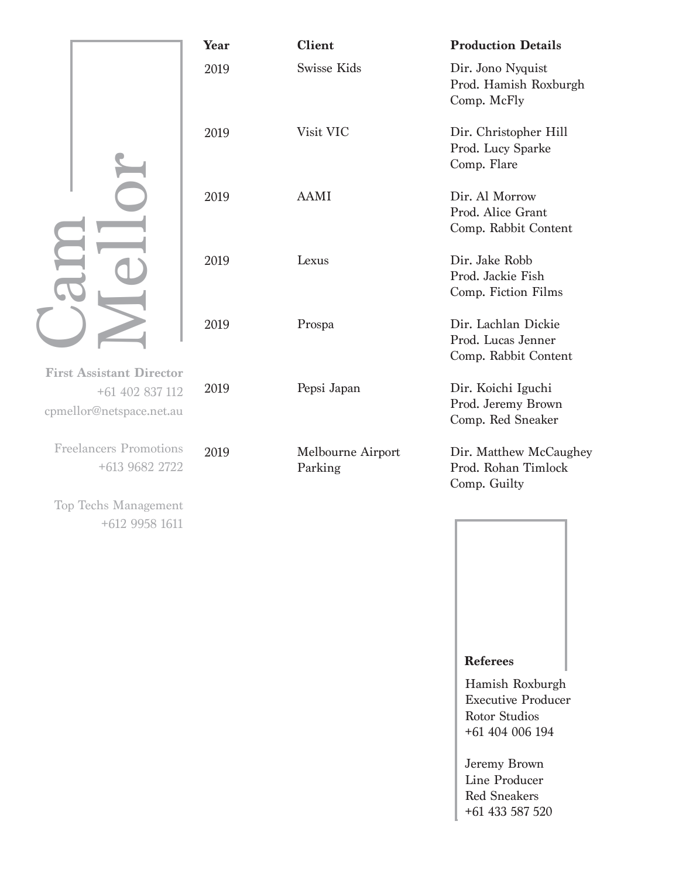# Cam Mellor

**First Assistant Director**
+61 402 837 112
cpmellor@netspace.net.au

Freelancers Promotions
+613 9682 2722

Top Techs Management
+612 9958 1611

| Year | Client | Production Details |
| --- | --- | --- |
| 2019 | Swisse Kids | Dir. Jono Nyquist<br>Prod. Hamish Roxburgh<br>Comp. McFly |
| 2019 | Visit VIC | Dir. Christopher Hill<br>Prod. Lucy Sparke<br>Comp. Flare |
| 2019 | AAMI | Dir. Al Morrow<br>Prod. Alice Grant<br>Comp. Rabbit Content |
| 2019 | Lexus | Dir. Jake Robb<br>Prod. Jackie Fish<br>Comp. Fiction Films |
| 2019 | Prospa | Dir. Lachlan Dickie<br>Prod. Lucas Jenner<br>Comp. Rabbit Content |
| 2019 | Pepsi Japan | Dir. Koichi Iguchi<br>Prod. Jeremy Brown<br>Comp. Red Sneaker |
| 2019 | Melbourne Airport Parking | Dir. Matthew McCaughey<br>Prod. Rohan Timlock<br>Comp. Guilty |

**Referees**

Hamish Roxburgh
Executive Producer
Rotor Studios
+61 404 006 194

Jeremy Brown
Line Producer
Red Sneakers
+61 433 587 520